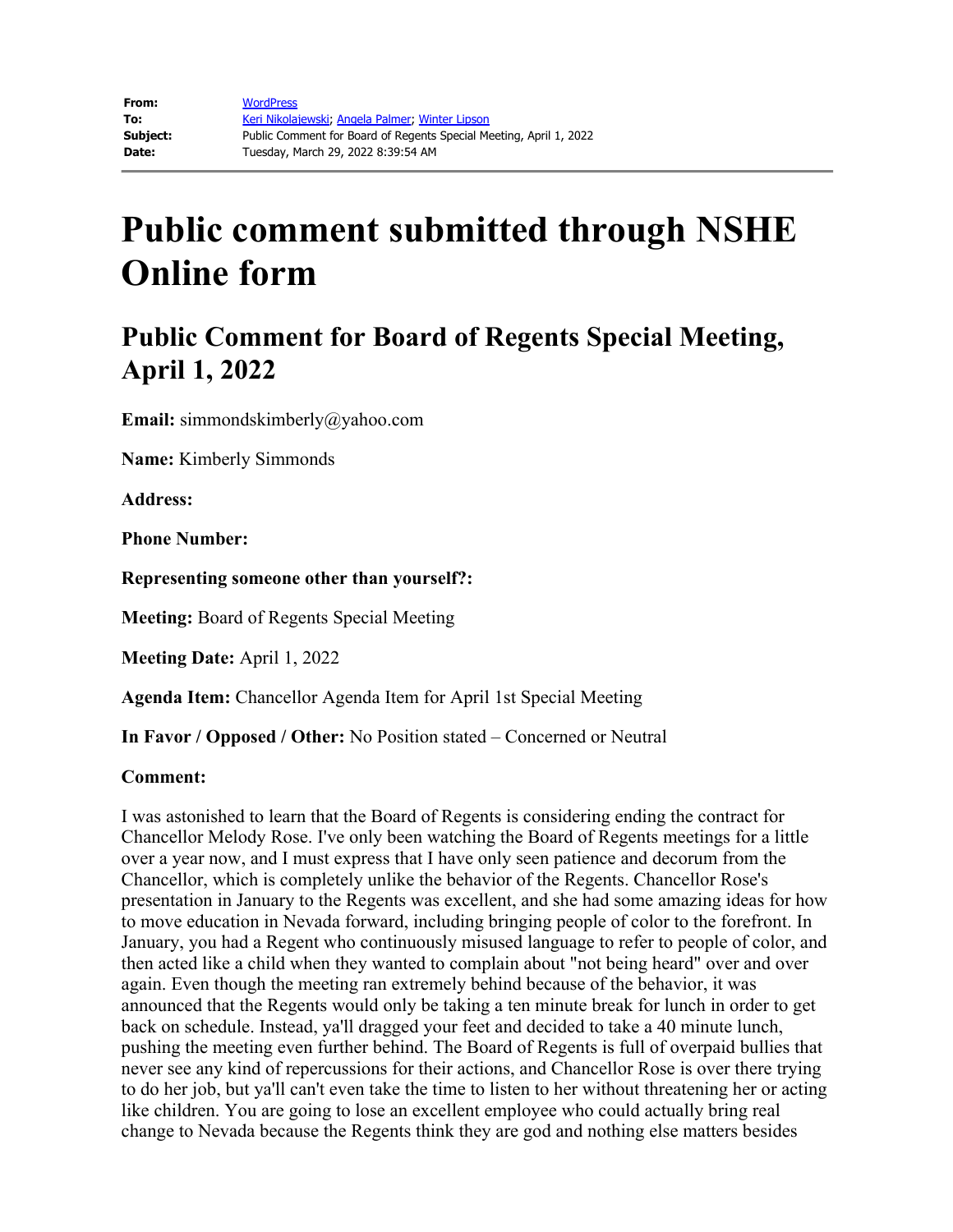| | |
|---|---|
| **From:** | WordPress |
| **To:** | Keri Nikolajewski; Angela Palmer; Winter Lipson |
| **Subject:** | Public Comment for Board of Regents Special Meeting, April 1, 2022 |
| **Date:** | Tuesday, March 29, 2022 8:39:54 AM |

# Public comment submitted through NSHE Online form

## Public Comment for Board of Regents Special Meeting, April 1, 2022

**Email:** simmondskimberly@yahoo.com

**Name:** Kimberly Simmonds

**Address:**

**Phone Number:**

**Representing someone other than yourself?:**

**Meeting:** Board of Regents Special Meeting

**Meeting Date:** April 1, 2022

**Agenda Item:** Chancellor Agenda Item for April 1st Special Meeting

**In Favor / Opposed / Other:** No Position stated – Concerned or Neutral

**Comment:**

I was astonished to learn that the Board of Regents is considering ending the contract for Chancellor Melody Rose. I've only been watching the Board of Regents meetings for a little over a year now, and I must express that I have only seen patience and decorum from the Chancellor, which is completely unlike the behavior of the Regents. Chancellor Rose's presentation in January to the Regents was excellent, and she had some amazing ideas for how to move education in Nevada forward, including bringing people of color to the forefront. In January, you had a Regent who continuously misused language to refer to people of color, and then acted like a child when they wanted to complain about "not being heard" over and over again. Even though the meeting ran extremely behind because of the behavior, it was announced that the Regents would only be taking a ten minute break for lunch in order to get back on schedule. Instead, ya'll dragged your feet and decided to take a 40 minute lunch, pushing the meeting even further behind. The Board of Regents is full of overpaid bullies that never see any kind of repercussions for their actions, and Chancellor Rose is over there trying to do her job, but ya'll can't even take the time to listen to her without threatening her or acting like children. You are going to lose an excellent employee who could actually bring real change to Nevada because the Regents think they are god and nothing else matters besides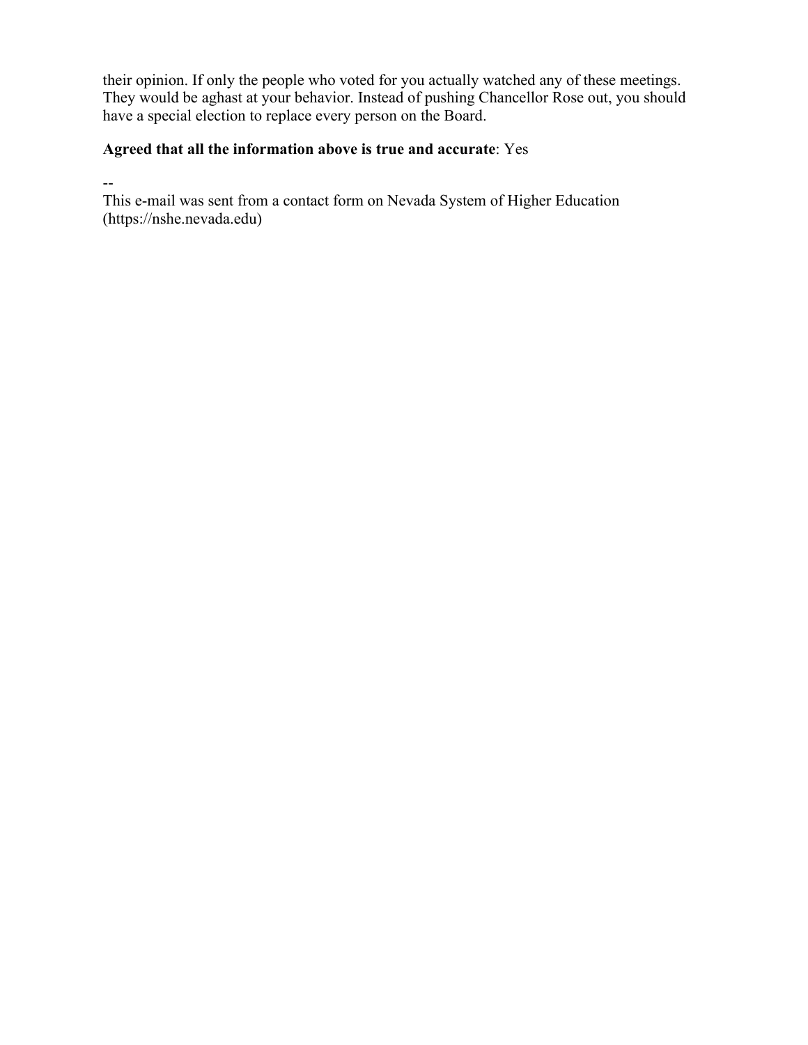their opinion. If only the people who voted for you actually watched any of these meetings. They would be aghast at your behavior. Instead of pushing Chancellor Rose out, you should have a special election to replace every person on the Board.

**Agreed that all the information above is true and accurate**: Yes

--
This e-mail was sent from a contact form on Nevada System of Higher Education (https://nshe.nevada.edu)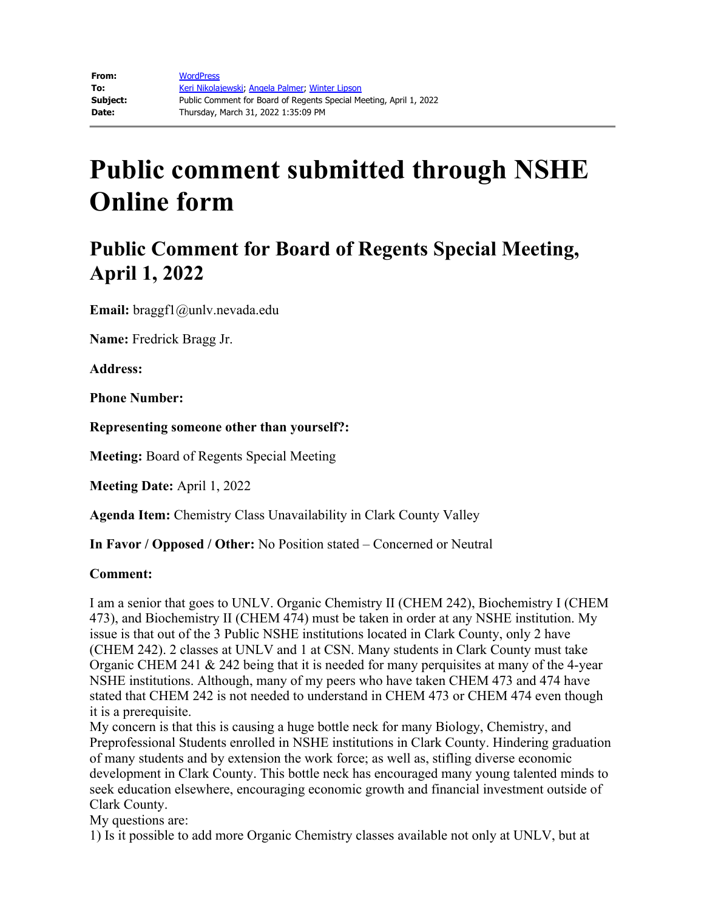| | |
|---|---|
| **From:** | WordPress |
| **To:** | Keri Nikolajewski; Angela Palmer; Winter Lipson |
| **Subject:** | Public Comment for Board of Regents Special Meeting, April 1, 2022 |
| **Date:** | Thursday, March 31, 2022 1:35:09 PM |

# Public comment submitted through NSHE Online form

## Public Comment for Board of Regents Special Meeting, April 1, 2022

**Email:** braggf1@unlv.nevada.edu

**Name:** Fredrick Bragg Jr.

**Address:**

**Phone Number:**

**Representing someone other than yourself?:**

**Meeting:** Board of Regents Special Meeting

**Meeting Date:** April 1, 2022

**Agenda Item:** Chemistry Class Unavailability in Clark County Valley

**In Favor / Opposed / Other:** No Position stated – Concerned or Neutral

**Comment:**

I am a senior that goes to UNLV. Organic Chemistry II (CHEM 242), Biochemistry I (CHEM 473), and Biochemistry II (CHEM 474) must be taken in order at any NSHE institution. My issue is that out of the 3 Public NSHE institutions located in Clark County, only 2 have (CHEM 242). 2 classes at UNLV and 1 at CSN. Many students in Clark County must take Organic CHEM 241 & 242 being that it is needed for many perquisites at many of the 4-year NSHE institutions. Although, many of my peers who have taken CHEM 473 and 474 have stated that CHEM 242 is not needed to understand in CHEM 473 or CHEM 474 even though it is a prerequisite.
My concern is that this is causing a huge bottle neck for many Biology, Chemistry, and Preprofessional Students enrolled in NSHE institutions in Clark County. Hindering graduation of many students and by extension the work force; as well as, stifling diverse economic development in Clark County. This bottle neck has encouraged many young talented minds to seek education elsewhere, encouraging economic growth and financial investment outside of Clark County.
My questions are:
1) Is it possible to add more Organic Chemistry classes available not only at UNLV, but at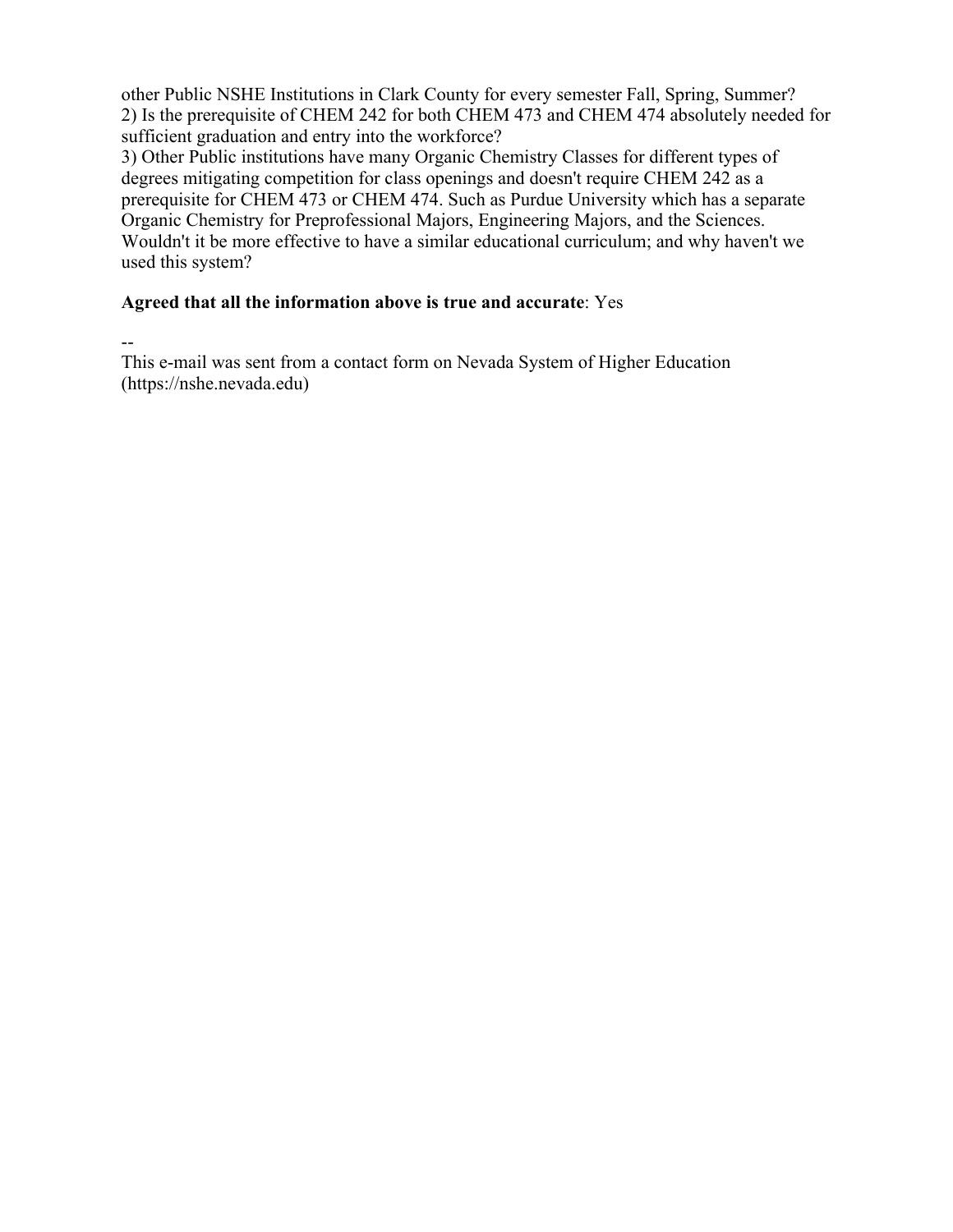other Public NSHE Institutions in Clark County for every semester Fall, Spring, Summer?
2) Is the prerequisite of CHEM 242 for both CHEM 473 and CHEM 474 absolutely needed for sufficient graduation and entry into the workforce?
3) Other Public institutions have many Organic Chemistry Classes for different types of degrees mitigating competition for class openings and doesn't require CHEM 242 as a prerequisite for CHEM 473 or CHEM 474. Such as Purdue University which has a separate Organic Chemistry for Preprofessional Majors, Engineering Majors, and the Sciences. Wouldn't it be more effective to have a similar educational curriculum; and why haven't we used this system?

**Agreed that all the information above is true and accurate**: Yes

--
This e-mail was sent from a contact form on Nevada System of Higher Education (https://nshe.nevada.edu)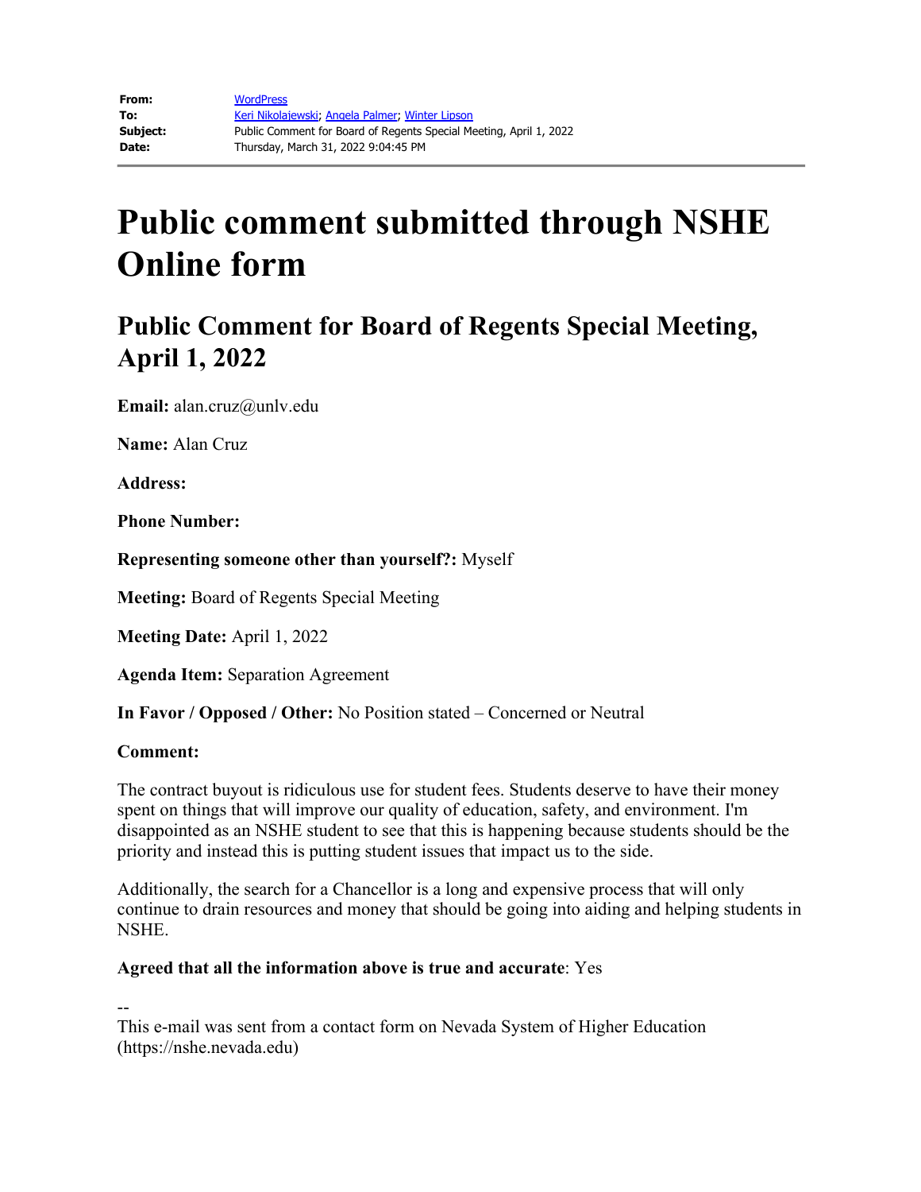| | |
|---|---|
| **From:** | WordPress |
| **To:** | Keri Nikolajewski; Angela Palmer; Winter Lipson |
| **Subject:** | Public Comment for Board of Regents Special Meeting, April 1, 2022 |
| **Date:** | Thursday, March 31, 2022 9:04:45 PM |

# Public comment submitted through NSHE Online form

## Public Comment for Board of Regents Special Meeting, April 1, 2022

**Email:** alan.cruz@unlv.edu

**Name:** Alan Cruz

**Address:**

**Phone Number:**

**Representing someone other than yourself?:** Myself

**Meeting:** Board of Regents Special Meeting

**Meeting Date:** April 1, 2022

**Agenda Item:** Separation Agreement

**In Favor / Opposed / Other:** No Position stated – Concerned or Neutral

**Comment:**

The contract buyout is ridiculous use for student fees. Students deserve to have their money spent on things that will improve our quality of education, safety, and environment. I'm disappointed as an NSHE student to see that this is happening because students should be the priority and instead this is putting student issues that impact us to the side.

Additionally, the search for a Chancellor is a long and expensive process that will only continue to drain resources and money that should be going into aiding and helping students in NSHE.

**Agreed that all the information above is true and accurate**: Yes

--
This e-mail was sent from a contact form on Nevada System of Higher Education (https://nshe.nevada.edu)